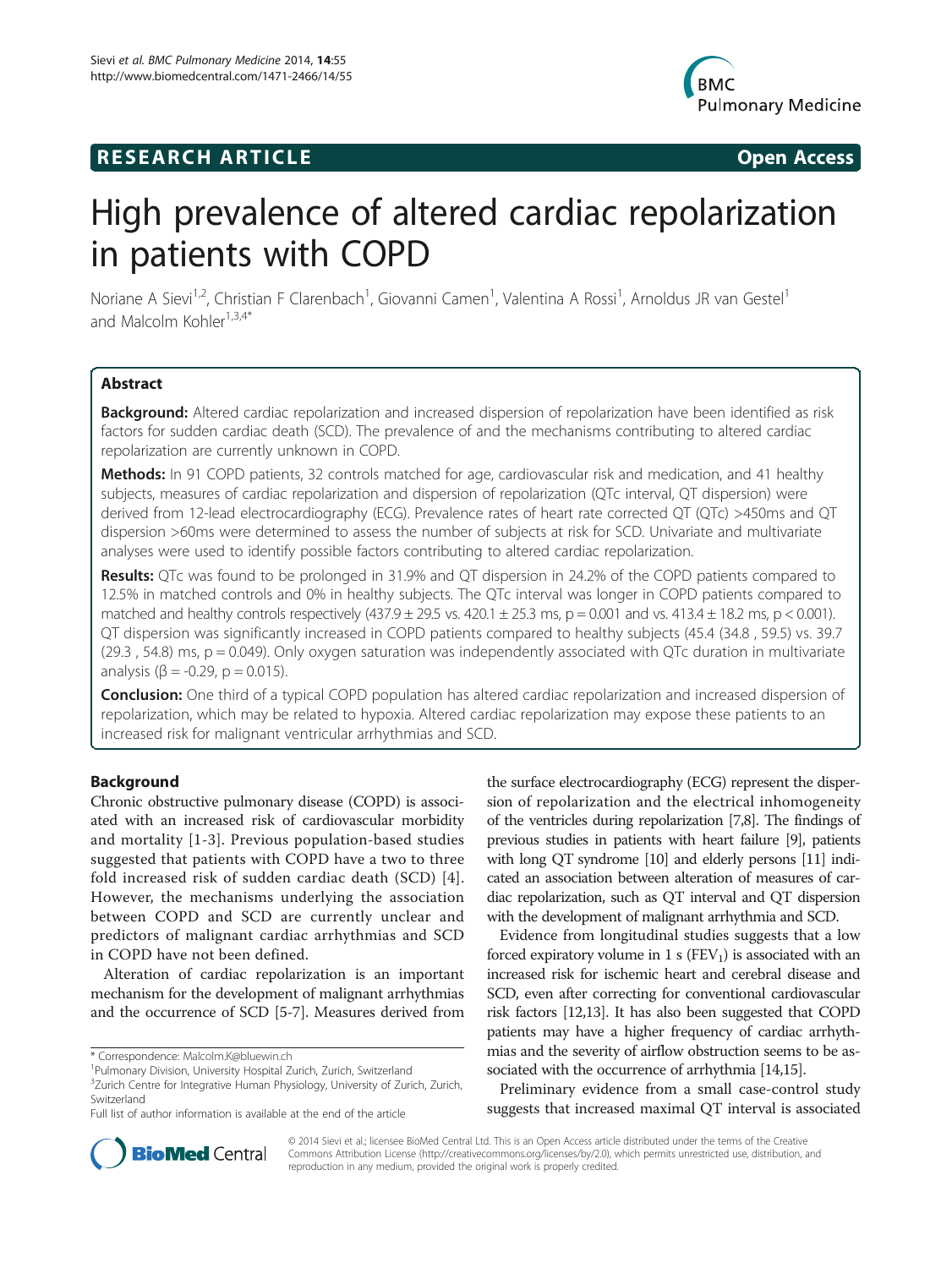RESEARCH ARTICLE

Open Access

# High prevalence of altered cardiac repolarization in patients with COPD

Noriane A Sievi[1,2], Christian F Clarenbach[1], Giovanni Camen[1], Valentina A Rossi[1], Arnoldus JR van Gestel[1] and Malcolm Kohler[1,3,4*]

## Abstract

**Background:** Altered cardiac repolarization and increased dispersion of repolarization have been identified as risk factors for sudden cardiac death (SCD). The prevalence of and the mechanisms contributing to altered cardiac repolarization are currently unknown in COPD.

**Methods:** In 91 COPD patients, 32 controls matched for age, cardiovascular risk and medication, and 41 healthy subjects, measures of cardiac repolarization and dispersion of repolarization (QTc interval, QT dispersion) were derived from 12-lead electrocardiography (ECG). Prevalence rates of heart rate corrected QT (QTc) >450ms and QT dispersion >60ms were determined to assess the number of subjects at risk for SCD. Univariate and multivariate analyses were used to identify possible factors contributing to altered cardiac repolarization.

**Results:** QTc was found to be prolonged in 31.9% and QT dispersion in 24.2% of the COPD patients compared to 12.5% in matched controls and 0% in healthy subjects. The QTc interval was longer in COPD patients compared to matched and healthy controls respectively (437.9 ± 29.5 vs. 420.1 ± 25.3 ms, p = 0.001 and vs. 413.4 ± 18.2 ms, p < 0.001). QT dispersion was significantly increased in COPD patients compared to healthy subjects (45.4 (34.8 , 59.5) vs. 39.7 (29.3 , 54.8) ms, p = 0.049). Only oxygen saturation was independently associated with QTc duration in multivariate analysis (β = -0.29, p = 0.015).

**Conclusion:** One third of a typical COPD population has altered cardiac repolarization and increased dispersion of repolarization, which may be related to hypoxia. Altered cardiac repolarization may expose these patients to an increased risk for malignant ventricular arrhythmias and SCD.

## Background

Chronic obstructive pulmonary disease (COPD) is associated with an increased risk of cardiovascular morbidity and mortality [1-3]. Previous population-based studies suggested that patients with COPD have a two to three fold increased risk of sudden cardiac death (SCD) [4]. However, the mechanisms underlying the association between COPD and SCD are currently unclear and predictors of malignant cardiac arrhythmias and SCD in COPD have not been defined.

Alteration of cardiac repolarization is an important mechanism for the development of malignant arrhythmias and the occurrence of SCD [5-7]. Measures derived from the surface electrocardiography (ECG) represent the dispersion of repolarization and the electrical inhomogeneity of the ventricles during repolarization [7,8]. The findings of previous studies in patients with heart failure [9], patients with long QT syndrome [10] and elderly persons [11] indicated an association between alteration of measures of cardiac repolarization, such as QT interval and QT dispersion with the development of malignant arrhythmia and SCD.

Evidence from longitudinal studies suggests that a low forced expiratory volume in 1 s ($FEV_1$) is associated with an increased risk for ischemic heart and cerebral disease and SCD, even after correcting for conventional cardiovascular risk factors [12,13]. It has also been suggested that COPD patients may have a higher frequency of cardiac arrhythmias and the severity of airflow obstruction seems to be associated with the occurrence of arrhythmia [14,15].

Preliminary evidence from a small case-control study suggests that increased maximal QT interval is associated

\* Correspondence: Malcolm.K@bluewin.ch
[1]Pulmonary Division, University Hospital Zurich, Zurich, Switzerland
[3]Zurich Centre for Integrative Human Physiology, University of Zurich, Zurich, Switzerland
Full list of author information is available at the end of the article

© 2014 Sievi et al.; licensee BioMed Central Ltd. This is an Open Access article distributed under the terms of the Creative Commons Attribution License (http://creativecommons.org/licenses/by/2.0), which permits unrestricted use, distribution, and reproduction in any medium, provided the original work is properly credited.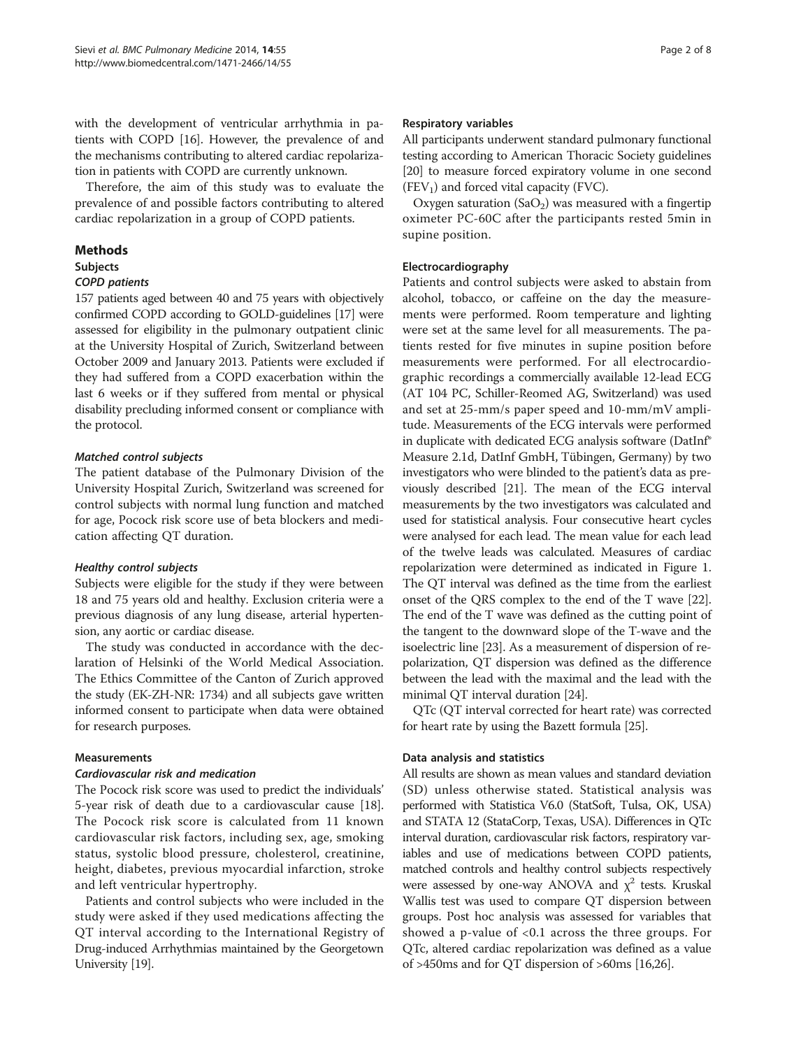with the development of ventricular arrhythmia in patients with COPD [16]. However, the prevalence of and the mechanisms contributing to altered cardiac repolarization in patients with COPD are currently unknown.

Therefore, the aim of this study was to evaluate the prevalence of and possible factors contributing to altered cardiac repolarization in a group of COPD patients.

## Methods

### Subjects

#### *COPD patients*

157 patients aged between 40 and 75 years with objectively confirmed COPD according to GOLD-guidelines [17] were assessed for eligibility in the pulmonary outpatient clinic at the University Hospital of Zurich, Switzerland between October 2009 and January 2013. Patients were excluded if they had suffered from a COPD exacerbation within the last 6 weeks or if they suffered from mental or physical disability precluding informed consent or compliance with the protocol.

#### *Matched control subjects*

The patient database of the Pulmonary Division of the University Hospital Zurich, Switzerland was screened for control subjects with normal lung function and matched for age, Pocock risk score use of beta blockers and medication affecting QT duration.

#### *Healthy control subjects*

Subjects were eligible for the study if they were between 18 and 75 years old and healthy. Exclusion criteria were a previous diagnosis of any lung disease, arterial hypertension, any aortic or cardiac disease.

The study was conducted in accordance with the declaration of Helsinki of the World Medical Association. The Ethics Committee of the Canton of Zurich approved the study (EK-ZH-NR: 1734) and all subjects gave written informed consent to participate when data were obtained for research purposes.

### Measurements

#### *Cardiovascular risk and medication*

The Pocock risk score was used to predict the individuals' 5-year risk of death due to a cardiovascular cause [18]. The Pocock risk score is calculated from 11 known cardiovascular risk factors, including sex, age, smoking status, systolic blood pressure, cholesterol, creatinine, height, diabetes, previous myocardial infarction, stroke and left ventricular hypertrophy.

Patients and control subjects who were included in the study were asked if they used medications affecting the QT interval according to the International Registry of Drug-induced Arrhythmias maintained by the Georgetown University [19].

#### Respiratory variables

All participants underwent standard pulmonary functional testing according to American Thoracic Society guidelines [20] to measure forced expiratory volume in one second ($FEV_1$) and forced vital capacity (FVC).

Oxygen saturation ($SaO_2$) was measured with a fingertip oximeter PC-60C after the participants rested 5min in supine position.

#### Electrocardiography

Patients and control subjects were asked to abstain from alcohol, tobacco, or caffeine on the day the measurements were performed. Room temperature and lighting were set at the same level for all measurements. The patients rested for five minutes in supine position before measurements were performed. For all electrocardiographic recordings a commercially available 12-lead ECG (AT 104 PC, Schiller-Reomed AG, Switzerland) was used and set at 25-mm/s paper speed and 10-mm/mV amplitude. Measurements of the ECG intervals were performed in duplicate with dedicated ECG analysis software (DatInf® Measure 2.1d, DatInf GmbH, Tübingen, Germany) by two investigators who were blinded to the patient's data as previously described [21]. The mean of the ECG interval measurements by the two investigators was calculated and used for statistical analysis. Four consecutive heart cycles were analysed for each lead. The mean value for each lead of the twelve leads was calculated. Measures of cardiac repolarization were determined as indicated in Figure 1. The QT interval was defined as the time from the earliest onset of the QRS complex to the end of the T wave [22]. The end of the T wave was defined as the cutting point of the tangent to the downward slope of the T-wave and the isoelectric line [23]. As a measurement of dispersion of repolarization, QT dispersion was defined as the difference between the lead with the maximal and the lead with the minimal QT interval duration [24].

QTc (QT interval corrected for heart rate) was corrected for heart rate by using the Bazett formula [25].

#### Data analysis and statistics

All results are shown as mean values and standard deviation (SD) unless otherwise stated. Statistical analysis was performed with Statistica V6.0 (StatSoft, Tulsa, OK, USA) and STATA 12 (StataCorp, Texas, USA). Differences in QTc interval duration, cardiovascular risk factors, respiratory variables and use of medications between COPD patients, matched controls and healthy control subjects respectively were assessed by one-way ANOVA and $\chi^2$ tests. Kruskal Wallis test was used to compare QT dispersion between groups. Post hoc analysis was assessed for variables that showed a p-value of $<0.1$ across the three groups. For QTc, altered cardiac repolarization was defined as a value of >450ms and for QT dispersion of >60ms [16,26].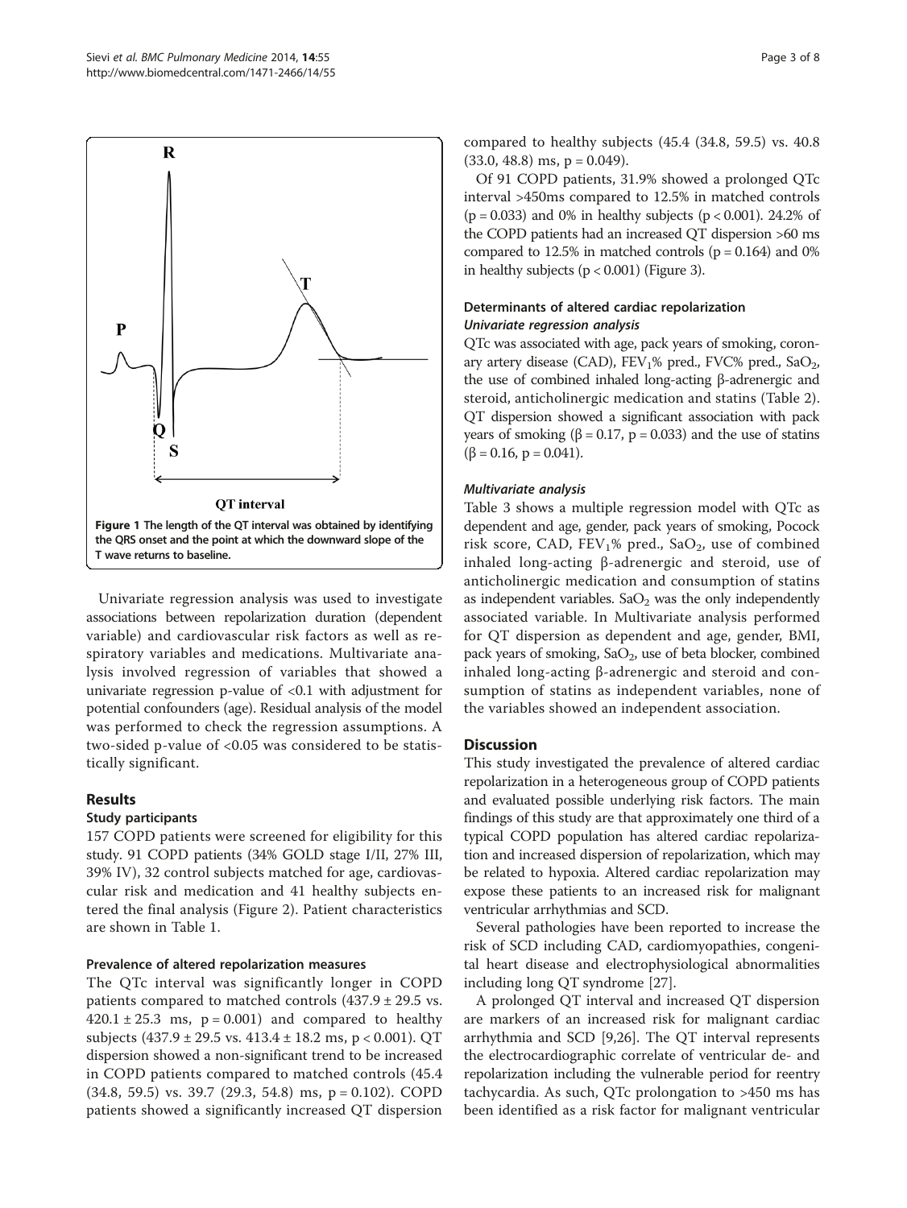Figure 1 The length of the QT interval was obtained by identifying the QRS onset and the point at which the downward slope of the T wave returns to baseline.

Univariate regression analysis was used to investigate associations between repolarization duration (dependent variable) and cardiovascular risk factors as well as respiratory variables and medications. Multivariate analysis involved regression of variables that showed a univariate regression p-value of <0.1 with adjustment for potential confounders (age). Residual analysis of the model was performed to check the regression assumptions. A two-sided p-value of <0.05 was considered to be statistically significant.

## Results

### Study participants

157 COPD patients were screened for eligibility for this study. 91 COPD patients (34% GOLD stage I/II, 27% III, 39% IV), 32 control subjects matched for age, cardiovascular risk and medication and 41 healthy subjects entered the final analysis (Figure 2). Patient characteristics are shown in Table 1.

### Prevalence of altered repolarization measures

The QTc interval was significantly longer in COPD patients compared to matched controls (437.9 ± 29.5 vs. 420.1 ± 25.3 ms, $p = 0.001$) and compared to healthy subjects (437.9 ± 29.5 vs. 413.4 ± 18.2 ms, $p < 0.001$). QT dispersion showed a non-significant trend to be increased in COPD patients compared to matched controls (45.4 (34.8, 59.5) vs. 39.7 (29.3, 54.8) ms, $p = 0.102$). COPD patients showed a significantly increased QT dispersion compared to healthy subjects (45.4 (34.8, 59.5) vs. 40.8 (33.0, 48.8) ms, $p = 0.049$).

Of 91 COPD patients, 31.9% showed a prolonged QTc interval >450ms compared to 12.5% in matched controls ($p = 0.033$) and 0% in healthy subjects ($p < 0.001$). 24.2% of the COPD patients had an increased QT dispersion >60 ms compared to 12.5% in matched controls ($p = 0.164$) and 0% in healthy subjects ($p < 0.001$) (Figure 3).

### Determinants of altered cardiac repolarization

#### *Univariate regression analysis*

QTc was associated with age, pack years of smoking, coronary artery disease (CAD), $FEV_1$% pred., FVC% pred., $SaO_2$, the use of combined inhaled long-acting β-adrenergic and steroid, anticholinergic medication and statins (Table 2). QT dispersion showed a significant association with pack years of smoking ($\beta = 0.17$, $p = 0.033$) and the use of statins ($\beta = 0.16$, $p = 0.041$).

#### *Multivariate analysis*

Table 3 shows a multiple regression model with QTc as dependent and age, gender, pack years of smoking, Pocock risk score, CAD, $FEV_1$% pred., $SaO_2$, use of combined inhaled long-acting β-adrenergic and steroid, use of anticholinergic medication and consumption of statins as independent variables. $SaO_2$ was the only independently associated variable. In Multivariate analysis performed for QT dispersion as dependent and age, gender, BMI, pack years of smoking, $SaO_2$, use of beta blocker, combined inhaled long-acting β-adrenergic and steroid and consumption of statins as independent variables, none of the variables showed an independent association.

## Discussion

This study investigated the prevalence of altered cardiac repolarization in a heterogeneous group of COPD patients and evaluated possible underlying risk factors. The main findings of this study are that approximately one third of a typical COPD population has altered cardiac repolarization and increased dispersion of repolarization, which may be related to hypoxia. Altered cardiac repolarization may expose these patients to an increased risk for malignant ventricular arrhythmias and SCD.

Several pathologies have been reported to increase the risk of SCD including CAD, cardiomyopathies, congenital heart disease and electrophysiological abnormalities including long QT syndrome [27].

A prolonged QT interval and increased QT dispersion are markers of an increased risk for malignant cardiac arrhythmia and SCD [9,26]. The QT interval represents the electrocardiographic correlate of ventricular de- and repolarization including the vulnerable period for reentry tachycardia. As such, QTc prolongation to >450 ms has been identified as a risk factor for malignant ventricular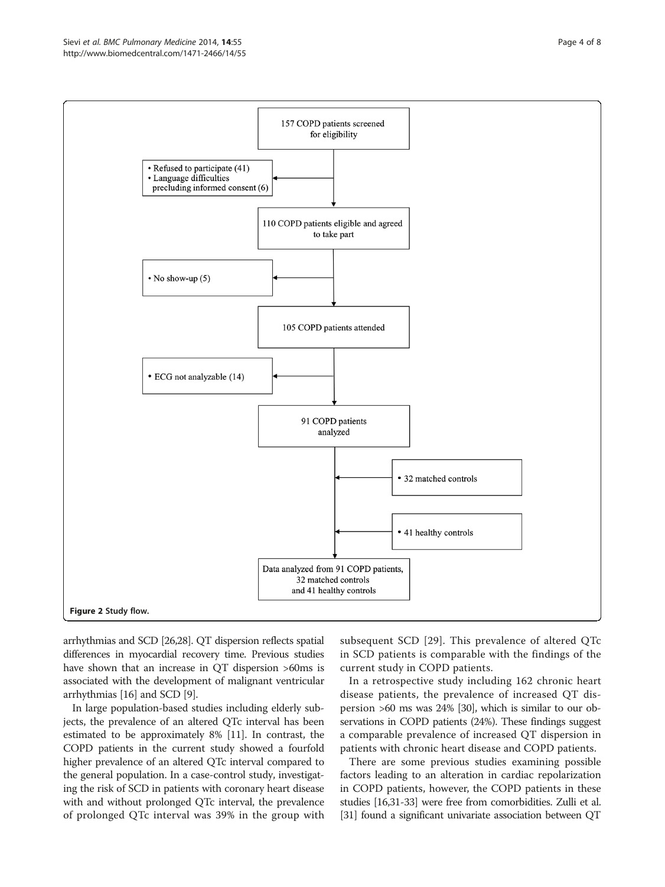157 COPD patients screened for eligibility

- Refused to participate (41)
- Language difficulties precluding informed consent (6)

110 COPD patients eligible and agreed to take part

- No show-up (5)

105 COPD patients attended

- ECG not analyzable (14)

91 COPD patients analyzed

- 32 matched controls
- 41 healthy controls

Data analyzed from 91 COPD patients, 32 matched controls and 41 healthy controls

**Figure 2** Study flow.

arrhythmias and SCD [26,28]. QT dispersion reflects spatial differences in myocardial recovery time. Previous studies have shown that an increase in QT dispersion >60ms is associated with the development of malignant ventricular arrhythmias [16] and SCD [9].

In large population-based studies including elderly subjects, the prevalence of an altered QTc interval has been estimated to be approximately 8% [11]. In contrast, the COPD patients in the current study showed a fourfold higher prevalence of an altered QTc interval compared to the general population. In a case-control study, investigating the risk of SCD in patients with coronary heart disease with and without prolonged QTc interval, the prevalence of prolonged QTc interval was 39% in the group with subsequent SCD [29]. This prevalence of altered QTc in SCD patients is comparable with the findings of the current study in COPD patients.

In a retrospective study including 162 chronic heart disease patients, the prevalence of increased QT dispersion >60 ms was 24% [30], which is similar to our observations in COPD patients (24%). These findings suggest a comparable prevalence of increased QT dispersion in patients with chronic heart disease and COPD patients.

There are some previous studies examining possible factors leading to an alteration in cardiac repolarization in COPD patients, however, the COPD patients in these studies [16,31-33] were free from comorbidities. Zulli et al. [31] found a significant univariate association between QT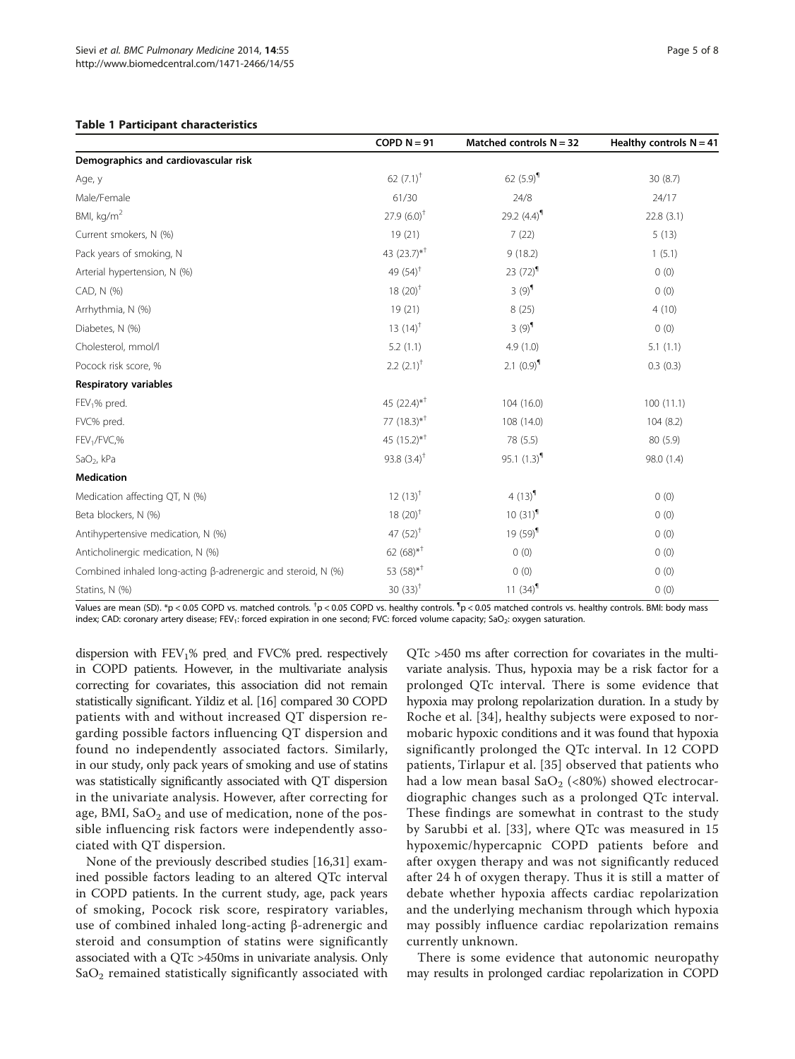**Table 1 Participant characteristics**

| | COPD N = 91 | Matched controls N = 32 | Healthy controls N = 41 |
|---|---|---|---|
| **Demographics and cardiovascular risk** | | | |
| Age, y | 62 (7.1)[†] | 62 (5.9)[¶] | 30 (8.7) |
| Male/Female | 61/30 | 24/8 | 24/17 |
| BMI, kg/m$^2$ | 27.9 (6.0)[†] | 29.2 (4.4)[¶] | 22.8 (3.1) |
| Current smokers, N (%) | 19 (21) | 7 (22) | 5 (13) |
| Pack years of smoking, N | 43 (23.7)*[†] | 9 (18.2) | 1 (5.1) |
| Arterial hypertension, N (%) | 49 (54)[†] | 23 (72)[¶] | 0 (0) |
| CAD, N (%) | 18 (20)[†] | 3 (9)[¶] | 0 (0) |
| Arrhythmia, N (%) | 19 (21) | 8 (25) | 4 (10) |
| Diabetes, N (%) | 13 (14)[†] | 3 (9)[¶] | 0 (0) |
| Cholesterol, mmol/l | 5.2 (1.1) | 4.9 (1.0) | 5.1 (1.1) |
| Pocock risk score, % | 2.2 (2.1)[†] | 2.1 (0.9)[¶] | 0.3 (0.3) |
| **Respiratory variables** | | | |
| $FEV_1$% pred. | 45 (22.4)*[†] | 104 (16.0) | 100 (11.1) |
| FVC% pred. | 77 (18.3)*[†] | 108 (14.0) | 104 (8.2) |
| $FEV_1$/FVC,% | 45 (15.2)*[†] | 78 (5.5) | 80 (5.9) |
| $SaO_2$, kPa | 93.8 (3.4)[†] | 95.1 (1.3)[¶] | 98.0 (1.4) |
| **Medication** | | | |
| Medication affecting QT, N (%) | 12 (13)[†] | 4 (13)[¶] | 0 (0) |
| Beta blockers, N (%) | 18 (20)[†] | 10 (31)[¶] | 0 (0) |
| Antihypertensive medication, N (%) | 47 (52)[†] | 19 (59)[¶] | 0 (0) |
| Anticholinergic medication, N (%) | 62 (68)*[†] | 0 (0) | 0 (0) |
| Combined inhaled long-acting β-adrenergic and steroid, N (%) | 53 (58)*[†] | 0 (0) | 0 (0) |
| Statins, N (%) | 30 (33)[†] | 11 (34)[¶] | 0 (0) |

Values are mean (SD). *$p < 0.05$ COPD vs. matched controls. [†]$p < 0.05$ COPD vs. healthy controls. [¶]$p < 0.05$ matched controls vs. healthy controls. BMI: body mass index; CAD: coronary artery disease; $FEV_1$: forced expiration in one second; FVC: forced volume capacity; $SaO_2$: oxygen saturation.

dispersion with $FEV_1$% pred. and FVC% pred. respectively in COPD patients. However, in the multivariate analysis correcting for covariates, this association did not remain statistically significant. Yildiz et al. [16] compared 30 COPD patients with and without increased QT dispersion regarding possible factors influencing QT dispersion and found no independently associated factors. Similarly, in our study, only pack years of smoking and use of statins was statistically significantly associated with QT dispersion in the univariate analysis. However, after correcting for age, BMI, $SaO_2$ and use of medication, none of the possible influencing risk factors were independently associated with QT dispersion.

None of the previously described studies [16,31] examined possible factors leading to an altered QTc interval in COPD patients. In the current study, age, pack years of smoking, Pocock risk score, respiratory variables, use of combined inhaled long-acting β-adrenergic and steroid and consumption of statins were significantly associated with a QTc >450ms in univariate analysis. Only $SaO_2$ remained statistically significantly associated with QTc >450 ms after correction for covariates in the multivariate analysis. Thus, hypoxia may be a risk factor for a prolonged QTc interval. There is some evidence that hypoxia may prolong repolarization duration. In a study by Roche et al. [34], healthy subjects were exposed to normobaric hypoxic conditions and it was found that hypoxia significantly prolonged the QTc interval. In 12 COPD patients, Tirlapur et al. [35] observed that patients who had a low mean basal $SaO_2$ (<80%) showed electrocardiographic changes such as a prolonged QTc interval. These findings are somewhat in contrast to the study by Sarubbi et al. [33], where QTc was measured in 15 hypoxemic/hypercapnic COPD patients before and after oxygen therapy and was not significantly reduced after 24 h of oxygen therapy. Thus it is still a matter of debate whether hypoxia affects cardiac repolarization and the underlying mechanism through which hypoxia may possibly influence cardiac repolarization remains currently unknown.

There is some evidence that autonomic neuropathy may results in prolonged cardiac repolarization in COPD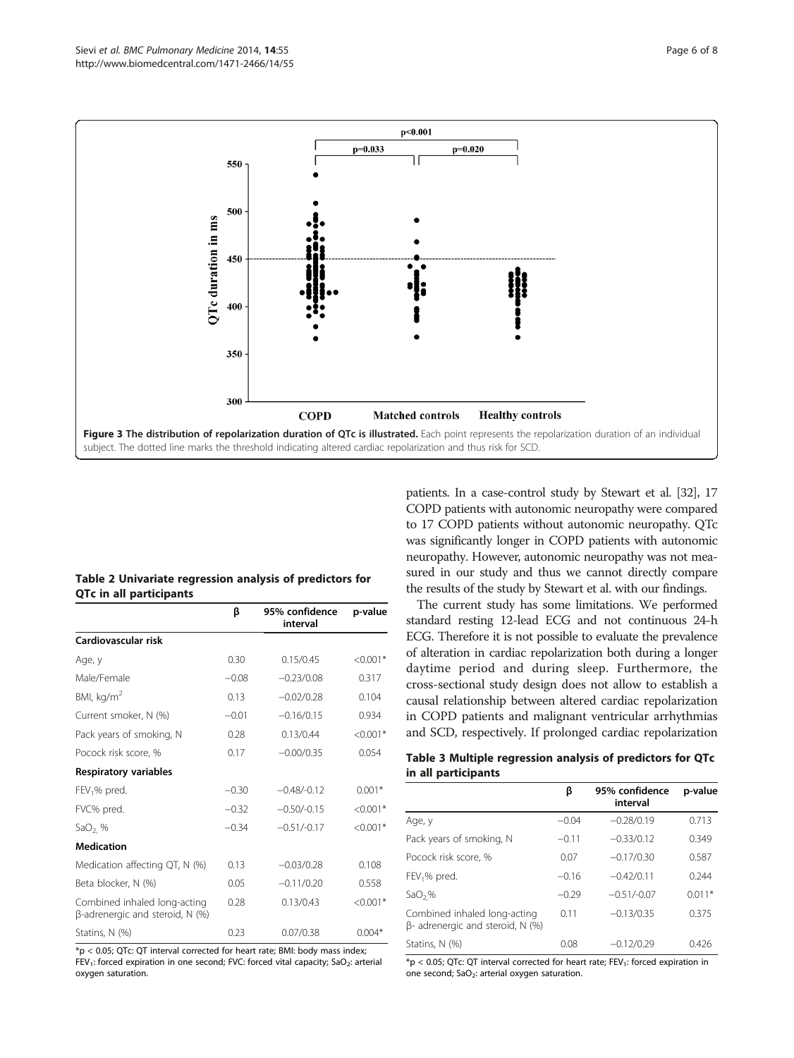Figure 3 The distribution of repolarization duration of QTc is illustrated. Each point represents the repolarization duration of an individual subject. The dotted line marks the threshold indicating altered cardiac repolarization and thus risk for SCD.

**Table 2 Univariate regression analysis of predictors for QTc in all participants**

| | β | 95% confidence interval | p-value |
|---|---|---|---|
| **Cardiovascular risk** | | | |
| Age, y | 0.30 | 0.15/0.45 | <0.001* |
| Male/Female | −0.08 | −0.23/0.08 | 0.317 |
| BMI, kg/m$^2$ | 0.13 | −0.02/0.28 | 0.104 |
| Current smoker, N (%) | −0.01 | −0.16/0.15 | 0.934 |
| Pack years of smoking, N | 0.28 | 0.13/0.44 | <0.001* |
| Pocock risk score, % | 0.17 | −0.00/0.35 | 0.054 |
| **Respiratory variables** | | | |
| $FEV_1$% pred. | −0.30 | −0.48/-0.12 | 0.001* |
| FVC% pred. | −0.32 | −0.50/-0.15 | <0.001* |
| $SaO_2$, % | −0.34 | −0.51/-0.17 | <0.001* |
| **Medication** | | | |
| Medication affecting QT, N (%) | 0.13 | −0.03/0.28 | 0.108 |
| Beta blocker, N (%) | 0.05 | −0.11/0.20 | 0.558 |
| Combined inhaled long-acting β-adrenergic and steroid, N (%) | 0.28 | 0.13/0.43 | <0.001* |
| Statins, N (%) | 0.23 | 0.07/0.38 | 0.004* |

*$p < 0.05$; QTc: QT interval corrected for heart rate; BMI: body mass index; $FEV_1$: forced expiration in one second; FVC: forced vital capacity; $SaO_2$: arterial oxygen saturation.

patients. In a case-control study by Stewart et al. [32], 17 COPD patients with autonomic neuropathy were compared to 17 COPD patients without autonomic neuropathy. QTc was significantly longer in COPD patients with autonomic neuropathy. However, autonomic neuropathy was not measured in our study and thus we cannot directly compare the results of the study by Stewart et al. with our findings.

The current study has some limitations. We performed standard resting 12-lead ECG and not continuous 24-h ECG. Therefore it is not possible to evaluate the prevalence of alteration in cardiac repolarization both during a longer daytime period and during sleep. Furthermore, the cross-sectional study design does not allow to establish a causal relationship between altered cardiac repolarization in COPD patients and malignant ventricular arrhythmias and SCD, respectively. If prolonged cardiac repolarization

**Table 3 Multiple regression analysis of predictors for QTc in all participants**

| | β | 95% confidence interval | p-value |
|---|---|---|---|
| Age, y | −0.04 | −0.28/0.19 | 0.713 |
| Pack years of smoking, N | −0.11 | −0.33/0.12 | 0.349 |
| Pocock risk score, % | 0.07 | −0.17/0.30 | 0.587 |
| $FEV_1$% pred. | −0.16 | −0.42/0.11 | 0.244 |
| $SaO_2$% | −0.29 | −0.51/-0.07 | 0.011* |
| Combined inhaled long-acting β- adrenergic and steroid, N (%) | 0.11 | −0.13/0.35 | 0.375 |
| Statins, N (%) | 0.08 | −0.12/0.29 | 0.426 |

*$p < 0.05$; QTc: QT interval corrected for heart rate; $FEV_1$: forced expiration in one second; $SaO_2$: arterial oxygen saturation.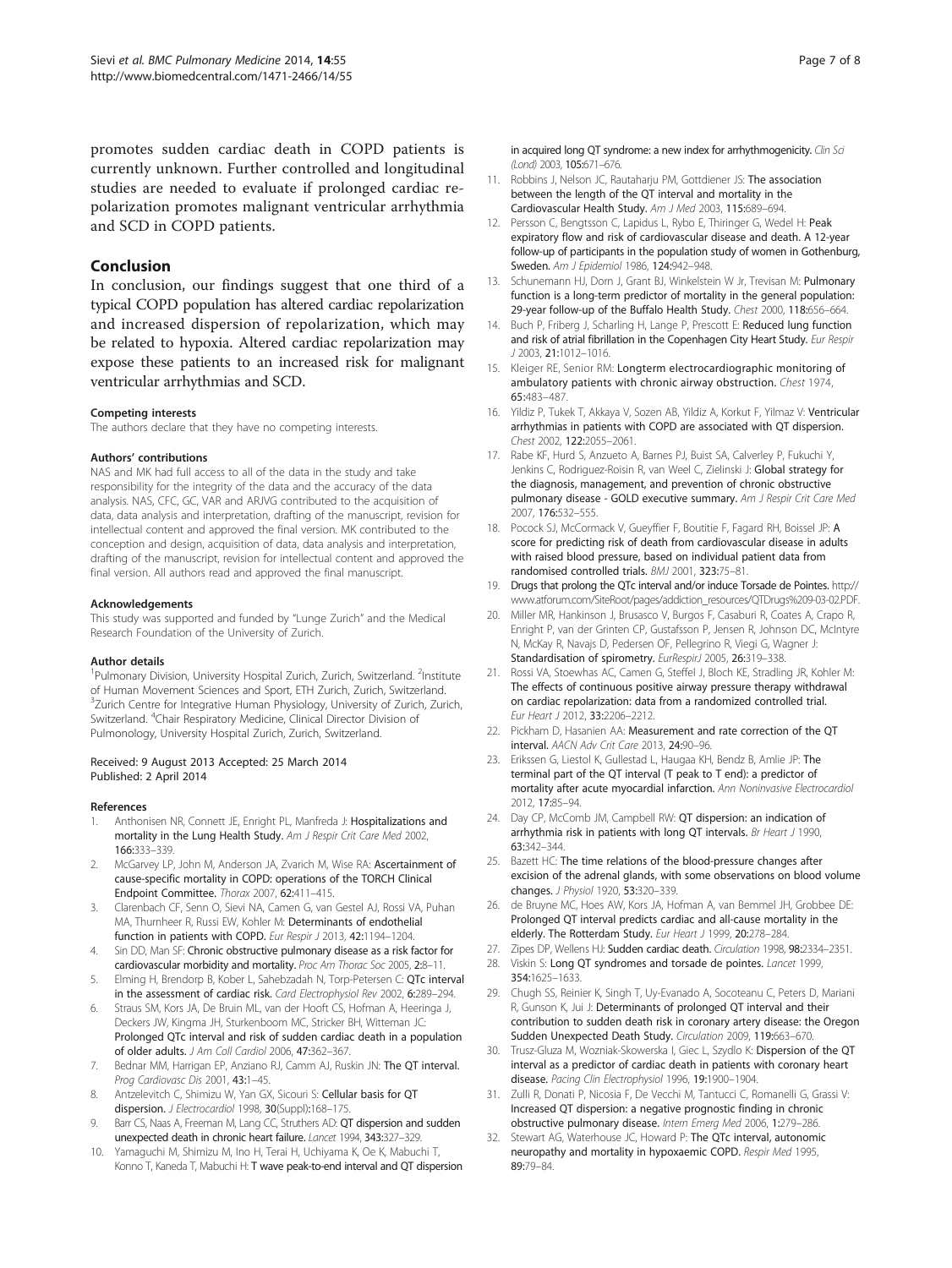promotes sudden cardiac death in COPD patients is currently unknown. Further controlled and longitudinal studies are needed to evaluate if prolonged cardiac repolarization promotes malignant ventricular arrhythmia and SCD in COPD patients.

## Conclusion

In conclusion, our findings suggest that one third of a typical COPD population has altered cardiac repolarization and increased dispersion of repolarization, which may be related to hypoxia. Altered cardiac repolarization may expose these patients to an increased risk for malignant ventricular arrhythmias and SCD.

#### Competing interests

The authors declare that they have no competing interests.

#### Authors' contributions

NAS and MK had full access to all of the data in the study and take responsibility for the integrity of the data and the accuracy of the data analysis. NAS, CFC, GC, VAR and ARJVG contributed to the acquisition of data, data analysis and interpretation, drafting of the manuscript, revision for intellectual content and approved the final version. MK contributed to the conception and design, acquisition of data, data analysis and interpretation, drafting of the manuscript, revision for intellectual content and approved the final version. All authors read and approved the final manuscript.

#### Acknowledgements

This study was supported and funded by "Lunge Zurich" and the Medical Research Foundation of the University of Zurich.

#### Author details

[1]Pulmonary Division, University Hospital Zurich, Zurich, Switzerland. [2]Institute of Human Movement Sciences and Sport, ETH Zurich, Zurich, Switzerland. [3]Zurich Centre for Integrative Human Physiology, University of Zurich, Zurich, Switzerland. [4]Chair Respiratory Medicine, Clinical Director Division of Pulmonology, University Hospital Zurich, Zurich, Switzerland.

Received: 9 August 2013 Accepted: 25 March 2014
Published: 2 April 2014

#### References

1. Anthonisen NR, Connett JE, Enright PL, Manfreda J: **Hospitalizations and mortality in the Lung Health Study.** *Am J Respir Crit Care Med* 2002, **166:**333–339.
2. McGarvey LP, John M, Anderson JA, Zvarich M, Wise RA: **Ascertainment of cause-specific mortality in COPD: operations of the TORCH Clinical Endpoint Committee.** *Thorax* 2007, **62:**411–415.
3. Clarenbach CF, Senn O, Sievi NA, Camen G, van Gestel AJ, Rossi VA, Puhan MA, Thurnheer R, Russi EW, Kohler M: **Determinants of endothelial function in patients with COPD.** *Eur Respir J* 2013, **42:**1194–1204.
4. Sin DD, Man SF: **Chronic obstructive pulmonary disease as a risk factor for cardiovascular morbidity and mortality.** *Proc Am Thorac Soc* 2005, **2:**8–11.
5. Elming H, Brendorp B, Kober L, Sahebzadah N, Torp-Petersen C: **QTc interval in the assessment of cardiac risk.** *Card Electrophysiol Rev* 2002, **6:**289–294.
6. Straus SM, Kors JA, De Bruin ML, van der Hooft CS, Hofman A, Heeringa J, Deckers JW, Kingma JH, Sturkenboom MC, Stricker BH, Witteman JC: **Prolonged QTc interval and risk of sudden cardiac death in a population of older adults.** *J Am Coll Cardiol* 2006, **47:**362–367.
7. Bednar MM, Harrigan EP, Anziano RJ, Camm AJ, Ruskin JN: **The QT interval.** *Prog Cardiovasc Dis* 2001, **43:**1–45.
8. Antzelevitch C, Shimizu W, Yan GX, Sicouri S: **Cellular basis for QT dispersion.** *J Electrocardiol* 1998, **30**(Suppl):168–175.
9. Barr CS, Naas A, Freeman M, Lang CC, Struthers AD: **QT dispersion and sudden unexpected death in chronic heart failure.** *Lancet* 1994, **343:**327–329.
10. Yamaguchi M, Shimizu M, Ino H, Terai H, Uchiyama K, Oe K, Mabuchi T, Konno T, Kaneda T, Mabuchi H: **T wave peak-to-end interval and QT dispersion in acquired long QT syndrome: a new index for arrhythmogenicity.** *Clin Sci (Lond)* 2003, **105:**671–676.
11. Robbins J, Nelson JC, Rautaharju PM, Gottdiener JS: **The association between the length of the QT interval and mortality in the Cardiovascular Health Study.** *Am J Med* 2003, **115:**689–694.
12. Persson C, Bengtsson C, Lapidus L, Rybo E, Thiringer G, Wedel H: **Peak expiratory flow and risk of cardiovascular disease and death. A 12-year follow-up of participants in the population study of women in Gothenburg, Sweden.** *Am J Epidemiol* 1986, **124:**942–948.
13. Schunemann HJ, Dorn J, Grant BJ, Winkelstein W Jr, Trevisan M: **Pulmonary function is a long-term predictor of mortality in the general population: 29-year follow-up of the Buffalo Health Study.** *Chest* 2000, **118:**656–664.
14. Buch P, Friberg J, Scharling H, Lange P, Prescott E: **Reduced lung function and risk of atrial fibrillation in the Copenhagen City Heart Study.** *Eur Respir J* 2003, **21:**1012–1016.
15. Kleiger RE, Senior RM: **Longterm electrocardiographic monitoring of ambulatory patients with chronic airway obstruction.** *Chest* 1974, **65:**483–487.
16. Yildiz P, Tukek T, Akkaya V, Sozen AB, Yildiz A, Korkut F, Yilmaz V: **Ventricular arrhythmias in patients with COPD are associated with QT dispersion.** *Chest* 2002, **122:**2055–2061.
17. Rabe KF, Hurd S, Anzueto A, Barnes PJ, Buist SA, Calverley P, Fukuchi Y, Jenkins C, Rodriguez-Roisin R, van Weel C, Zielinski J: **Global strategy for the diagnosis, management, and prevention of chronic obstructive pulmonary disease - GOLD executive summary.** *Am J Respir Crit Care Med* 2007, **176:**532–555.
18. Pocock SJ, McCormack V, Gueyffier F, Boutitie F, Fagard RH, Boissel JP: **A score for predicting risk of death from cardiovascular disease in adults with raised blood pressure, based on individual patient data from randomised controlled trials.** *BMJ* 2001, **323:**75–81.
19. **Drugs that prolong the QTc interval and/or induce Torsade de Pointes.** http://www.atforum.com/SiteRoot/pages/addiction_resources/QTDrugs%209-03-02.PDF.
20. Miller MR, Hankinson J, Brusasco V, Burgos F, Casaburi R, Coates A, Crapo R, Enright P, van der Grinten CP, Gustafsson P, Jensen R, Johnson DC, McIntyre N, McKay R, Navajs D, Pedersen OF, Pellegrino R, Viegi G, Wagner J: **Standardisation of spirometry.** *EurRespirJ* 2005, **26:**319–338.
21. Rossi VA, Stoewhas AC, Camen G, Steffel J, Bloch KE, Stradling JR, Kohler M: **The effects of continuous positive airway pressure therapy withdrawal on cardiac repolarization: data from a randomized controlled trial.** *Eur Heart J* 2012, **33:**2206–2212.
22. Pickham D, Hasanien AA: **Measurement and rate correction of the QT interval.** *AACN Adv Crit Care* 2013, **24:**90–96.
23. Erikssen G, Liestol K, Gullestad L, Haugaa KH, Bendz B, Amlie JP: **The terminal part of the QT interval (T peak to T end): a predictor of mortality after acute myocardial infarction.** *Ann Noninvasive Electrocardiol* 2012, **17:**85–94.
24. Day CP, McComb JM, Campbell RW: **QT dispersion: an indication of arrhythmia risk in patients with long QT intervals.** *Br Heart J* 1990, **63:**342–344.
25. Bazett HC: **The time relations of the blood-pressure changes after excision of the adrenal glands, with some observations on blood volume changes.** *J Physiol* 1920, **53:**320–339.
26. de Bruyne MC, Hoes AW, Kors JA, Hofman A, van Bemmel JH, Grobbee DE: **Prolonged QT interval predicts cardiac and all-cause mortality in the elderly. The Rotterdam Study.** *Eur Heart J* 1999, **20:**278–284.
27. Zipes DP, Wellens HJ: **Sudden cardiac death.** *Circulation* 1998, **98:**2334–2351.
28. Viskin S: **Long QT syndromes and torsade de pointes.** *Lancet* 1999, **354:**1625–1633.
29. Chugh SS, Reinier K, Singh T, Uy-Evanado A, Socoteanu C, Peters D, Mariani R, Gunson K, Jui J: **Determinants of prolonged QT interval and their contribution to sudden death risk in coronary artery disease: the Oregon Sudden Unexpected Death Study.** *Circulation* 2009, **119:**663–670.
30. Trusz-Gluza M, Wozniak-Skowerska I, Giec L, Szydlo K: **Dispersion of the QT interval as a predictor of cardiac death in patients with coronary heart disease.** *Pacing Clin Electrophysiol* 1996, **19:**1900–1904.
31. Zulli R, Donati P, Nicosia F, De Vecchi M, Tantucci C, Romanelli G, Grassi V: **Increased QT dispersion: a negative prognostic finding in chronic obstructive pulmonary disease.** *Intern Emerg Med* 2006, **1:**279–286.
32. Stewart AG, Waterhouse JC, Howard P: **The QTc interval, autonomic neuropathy and mortality in hypoxaemic COPD.** *Respir Med* 1995, **89:**79–84.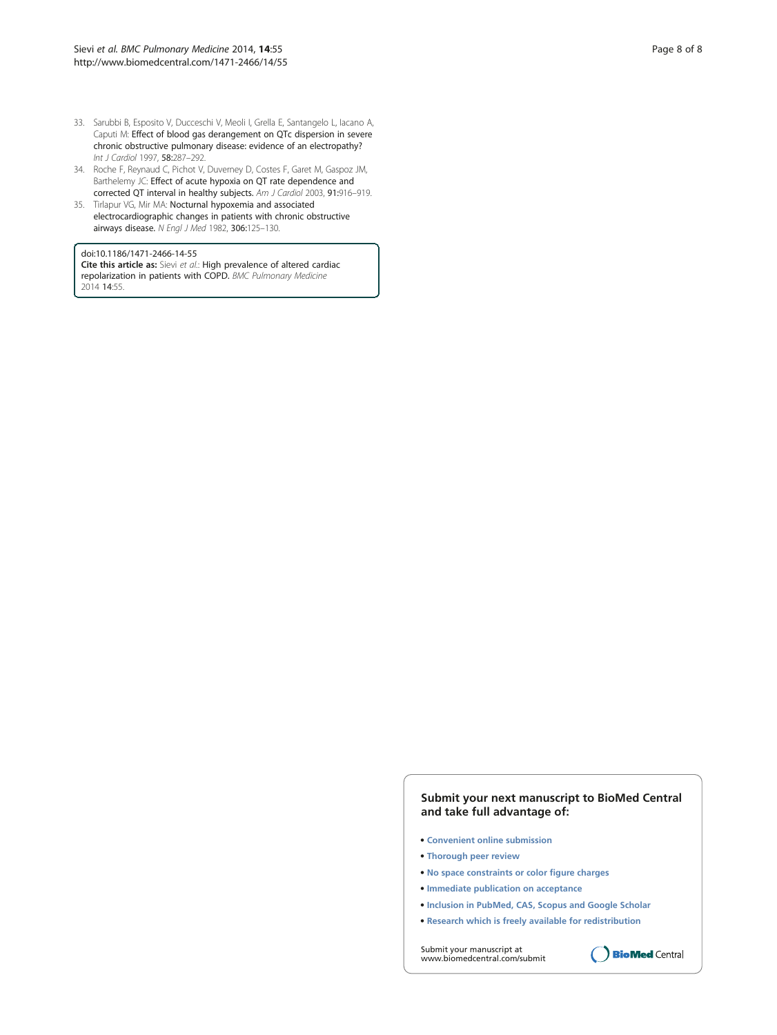33. Sarubbi B, Esposito V, Ducceschi V, Meoli I, Grella E, Santangelo L, Iacano A, Caputi M: **Effect of blood gas derangement on QTc dispersion in severe chronic obstructive pulmonary disease: evidence of an electropathy?** *Int J Cardiol* 1997, **58**:287–292.
34. Roche F, Reynaud C, Pichot V, Duverney D, Costes F, Garet M, Gaspoz JM, Barthelemy JC: **Effect of acute hypoxia on QT rate dependence and corrected QT interval in healthy subjects.** *Am J Cardiol* 2003, **91**:916–919.
35. Tirlapur VG, Mir MA: **Nocturnal hypoxemia and associated electrocardiographic changes in patients with chronic obstructive airways disease.** *N Engl J Med* 1982, **306**:125–130.

doi:10.1186/1471-2466-14-55
**Cite this article as:** Sievi *et al.*: High prevalence of altered cardiac repolarization in patients with COPD. *BMC Pulmonary Medicine* 2014 **14**:55.

**Submit your next manuscript to BioMed Central and take full advantage of:**

- **Convenient online submission**
- **Thorough peer review**
- **No space constraints or color figure charges**
- **Immediate publication on acceptance**
- **Inclusion in PubMed, CAS, Scopus and Google Scholar**
- **Research which is freely available for redistribution**

Submit your manuscript at
www.biomedcentral.com/submit

BioMed Central